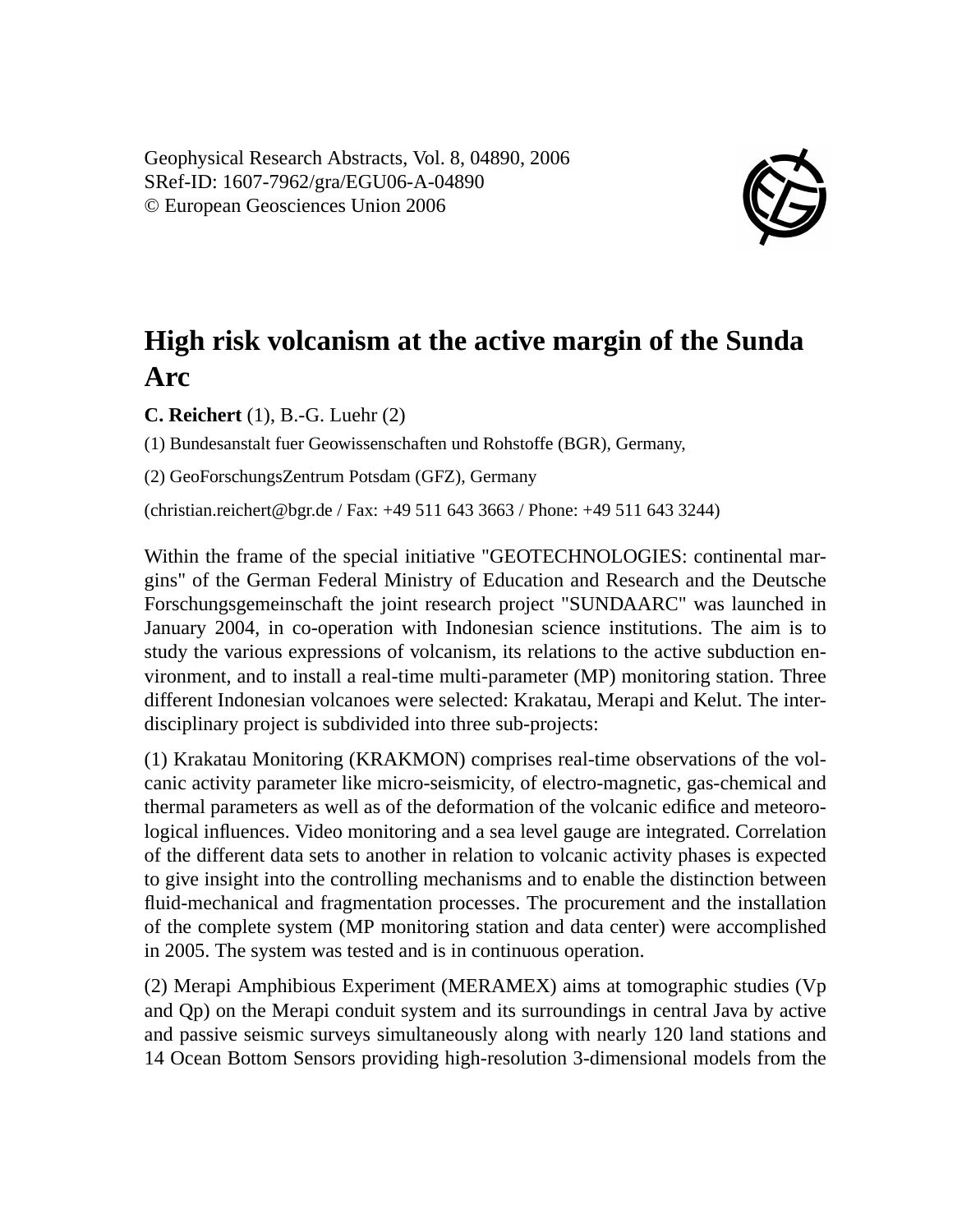Geophysical Research Abstracts, Vol. 8, 04890, 2006
SRef-ID: 1607-7962/gra/EGU06-A-04890
© European Geosciences Union 2006

# High risk volcanism at the active margin of the Sunda Arc

**C. Reichert** (1), B.-G. Luehr (2)

(1) Bundesanstalt fuer Geowissenschaften und Rohstoffe (BGR), Germany,

(2) GeoForschungsZentrum Potsdam (GFZ), Germany

(christian.reichert@bgr.de / Fax: +49 511 643 3663 / Phone: +49 511 643 3244)

Within the frame of the special initiative "GEOTECHNOLOGIES: continental margins" of the German Federal Ministry of Education and Research and the Deutsche Forschungsgemeinschaft the joint research project "SUNDAARC" was launched in January 2004, in co-operation with Indonesian science institutions. The aim is to study the various expressions of volcanism, its relations to the active subduction environment, and to install a real-time multi-parameter (MP) monitoring station. Three different Indonesian volcanoes were selected: Krakatau, Merapi and Kelut. The interdisciplinary project is subdivided into three sub-projects:

(1) Krakatau Monitoring (KRAKMON) comprises real-time observations of the volcanic activity parameter like micro-seismicity, of electro-magnetic, gas-chemical and thermal parameters as well as of the deformation of the volcanic edifice and meteorological influences. Video monitoring and a sea level gauge are integrated. Correlation of the different data sets to another in relation to volcanic activity phases is expected to give insight into the controlling mechanisms and to enable the distinction between fluid-mechanical and fragmentation processes. The procurement and the installation of the complete system (MP monitoring station and data center) were accomplished in 2005. The system was tested and is in continuous operation.

(2) Merapi Amphibious Experiment (MERAMEX) aims at tomographic studies (Vp and Qp) on the Merapi conduit system and its surroundings in central Java by active and passive seismic surveys simultaneously along with nearly 120 land stations and 14 Ocean Bottom Sensors providing high-resolution 3-dimensional models from the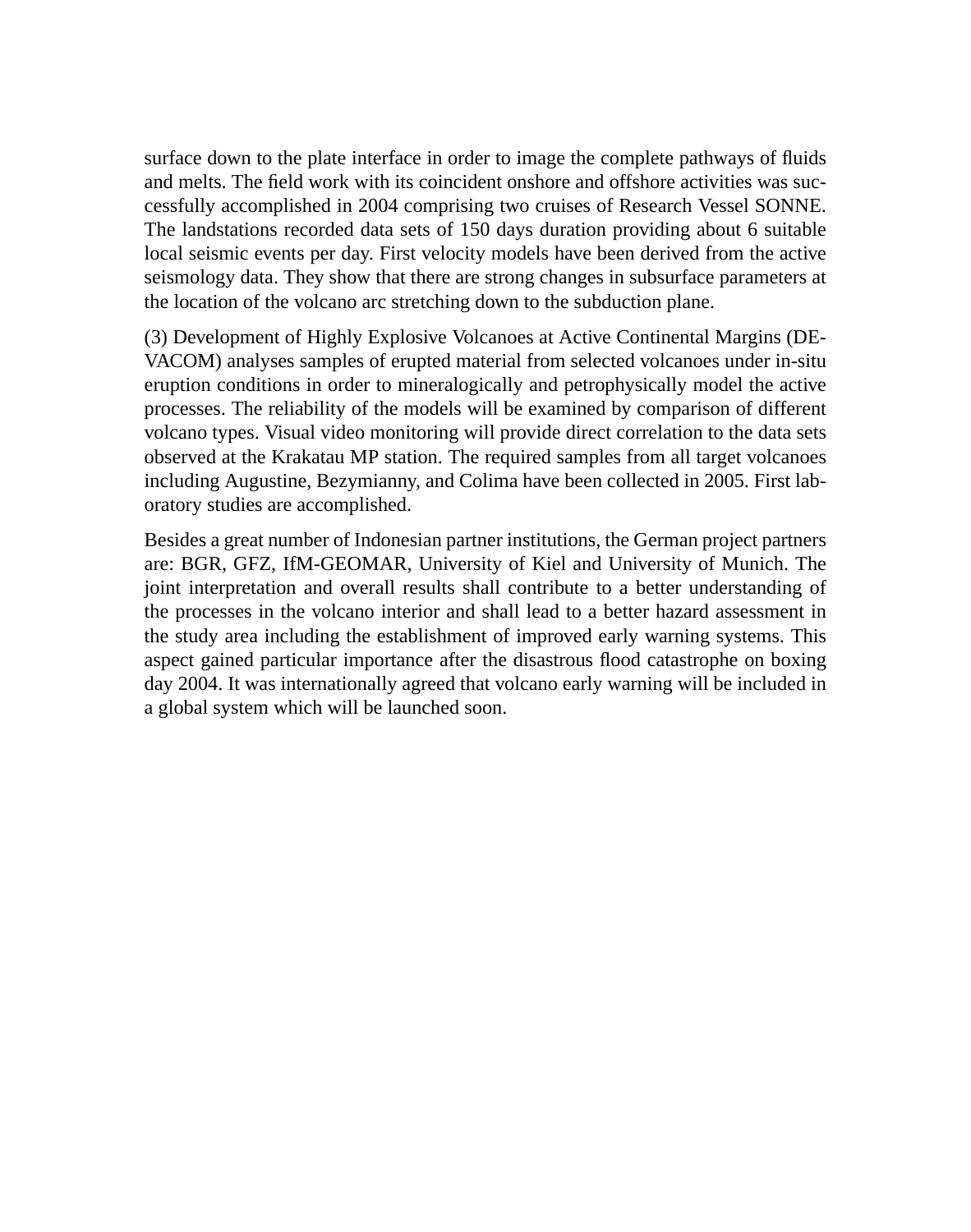surface down to the plate interface in order to image the complete pathways of fluids and melts. The field work with its coincident onshore and offshore activities was successfully accomplished in 2004 comprising two cruises of Research Vessel SONNE. The landstations recorded data sets of 150 days duration providing about 6 suitable local seismic events per day. First velocity models have been derived from the active seismology data. They show that there are strong changes in subsurface parameters at the location of the volcano arc stretching down to the subduction plane.

(3) Development of Highly Explosive Volcanoes at Active Continental Margins (DEVACOM) analyses samples of erupted material from selected volcanoes under in-situ eruption conditions in order to mineralogically and petrophysically model the active processes. The reliability of the models will be examined by comparison of different volcano types. Visual video monitoring will provide direct correlation to the data sets observed at the Krakatau MP station. The required samples from all target volcanoes including Augustine, Bezymianny, and Colima have been collected in 2005. First laboratory studies are accomplished.

Besides a great number of Indonesian partner institutions, the German project partners are: BGR, GFZ, IfM-GEOMAR, University of Kiel and University of Munich. The joint interpretation and overall results shall contribute to a better understanding of the processes in the volcano interior and shall lead to a better hazard assessment in the study area including the establishment of improved early warning systems. This aspect gained particular importance after the disastrous flood catastrophe on boxing day 2004. It was internationally agreed that volcano early warning will be included in a global system which will be launched soon.